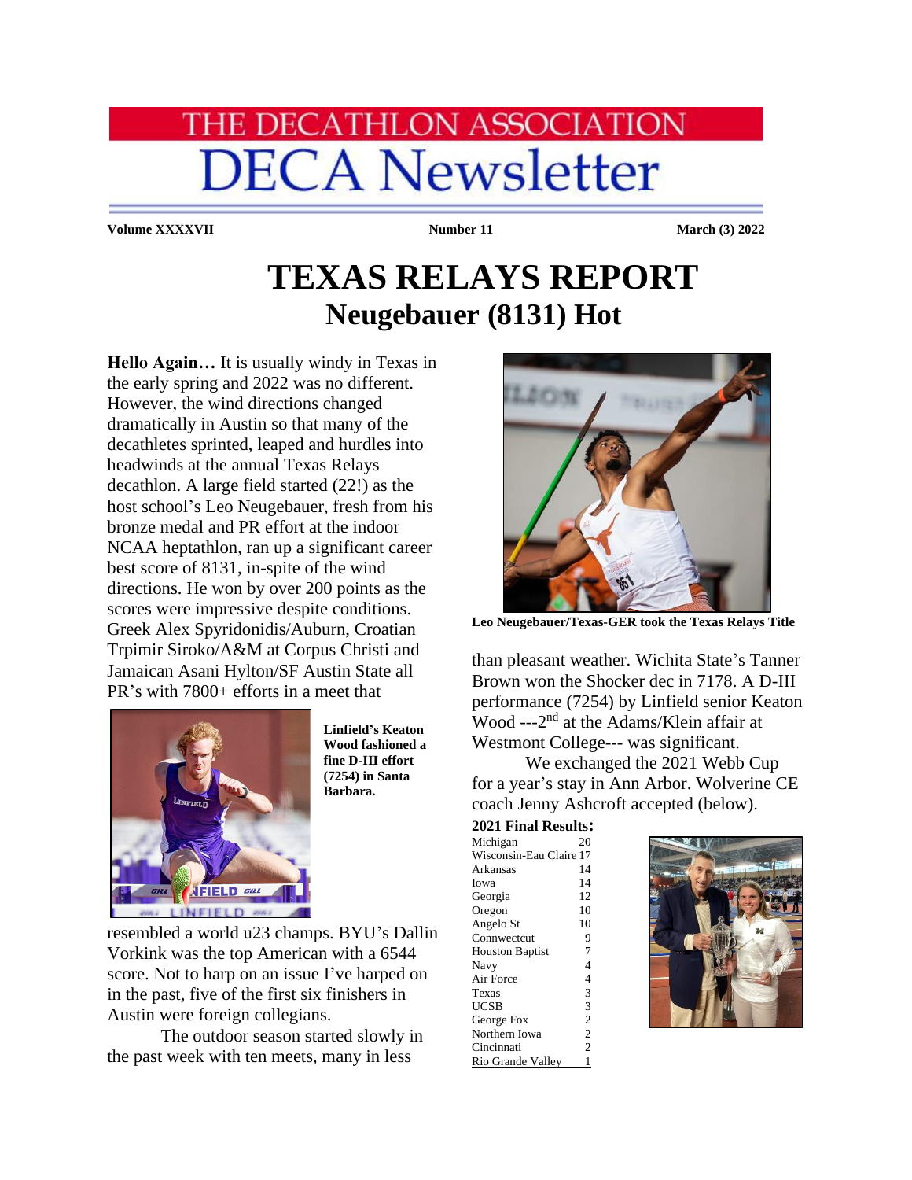# THE DECATHLON ASSOCIATION
# DECA Newsletter

**Volume XXXXVII** **Number 11** **March (3) 2022**

# TEXAS RELAYS REPORT
## Neugebauer (8131) Hot

**Hello Again…** It is usually windy in Texas in the early spring and 2022 was no different. However, the wind directions changed dramatically in Austin so that many of the decathletes sprinted, leaped and hurdles into headwinds at the annual Texas Relays decathlon. A large field started (22!) as the host school's Leo Neugebauer, fresh from his bronze medal and PR effort at the indoor NCAA heptathlon, ran up a significant career best score of 8131, in-spite of the wind directions. He won by over 200 points as the scores were impressive despite conditions. Greek Alex Spyridonidis/Auburn, Croatian Trpimir Siroko/A&M at Corpus Christi and Jamaican Asani Hylton/SF Austin State all PR's with 7800+ efforts in a meet that resembled a world u23 champs. BYU's Dallin Vorkink was the top American with a 6544 score. Not to harp on an issue I've harped on in the past, five of the first six finishers in Austin were foreign collegians.

**Linfield's Keaton Wood fashioned a fine D-III effort (7254) in Santa Barbara.**

The outdoor season started slowly in the past week with ten meets, many in less than pleasant weather. Wichita State's Tanner Brown won the Shocker dec in 7178. A D-III performance (7254) by Linfield senior Keaton Wood ---2nd at the Adams/Klein affair at Westmont College--- was significant.

**Leo Neugebauer/Texas-GER took the Texas Relays Title**

We exchanged the 2021 Webb Cup for a year's stay in Ann Arbor. Wolverine CE coach Jenny Ashcroft accepted (below).

**2021 Final Results:**

| Team | Points |
|---|---|
| Michigan | 20 |
| Wisconsin-Eau Claire | 17 |
| Arkansas | 14 |
| Iowa | 14 |
| Georgia | 12 |
| Oregon | 10 |
| Angelo St | 10 |
| Connwectcut | 9 |
| Houston Baptist | 7 |
| Navy | 4 |
| Air Force | 4 |
| Texas | 3 |
| UCSB | 3 |
| George Fox | 2 |
| Northern Iowa | 2 |
| Cincinnati | 2 |
| Rio Grande Valley | 1 |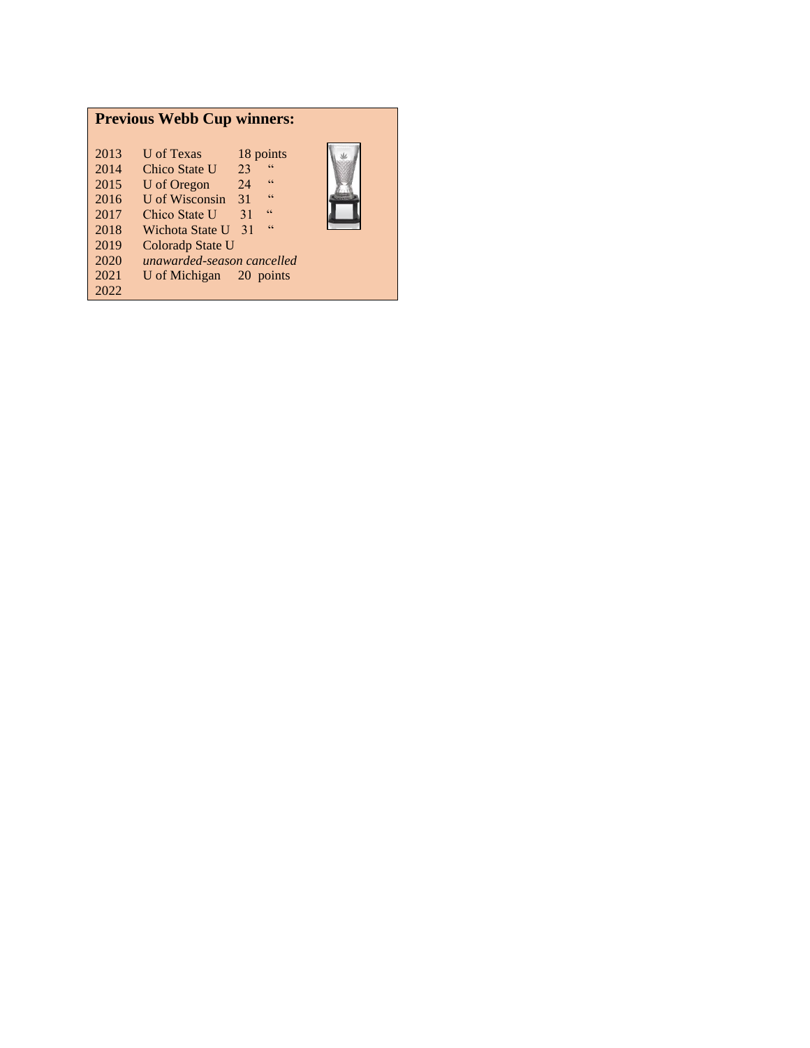**Previous Webb Cup winners:**

| | | |
|---|---|---|
| 2013 | U of Texas | 18 points |
| 2014 | Chico State U | 23 " |
| 2015 | U of Oregon | 24 " |
| 2016 | U of Wisconsin | 31 " |
| 2017 | Chico State U | 31 " |
| 2018 | Wichota State U | 31 " |
| 2019 | Coloradp State U | |
| 2020 | *unawarded-season cancelled* | |
| 2021 | U of Michigan | 20 points |
| 2022 | | |